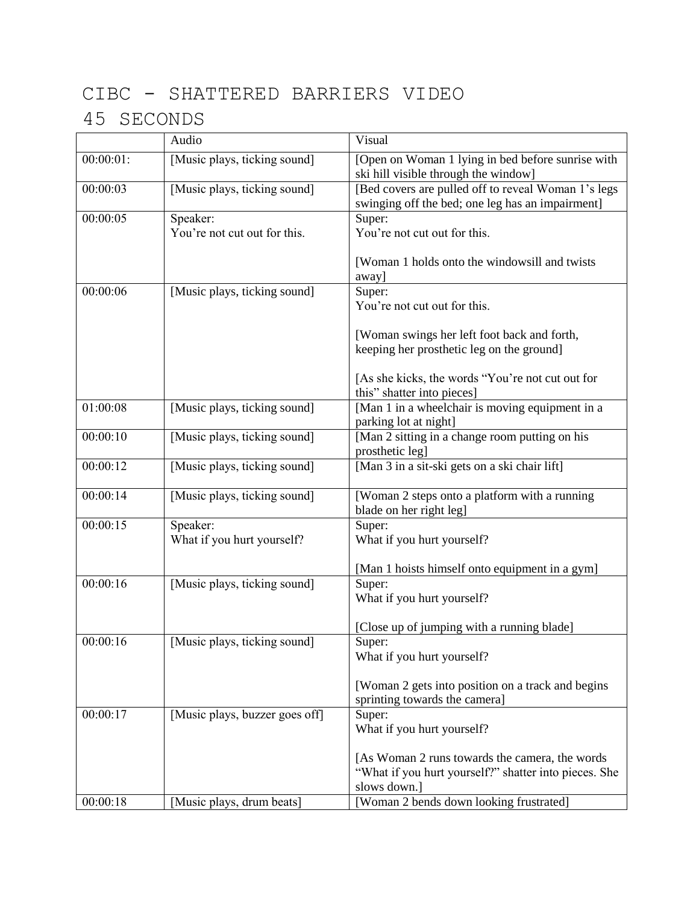# CIBC - SHATTERED BARRIERS VIDEO

# 45 SECONDS

| | Audio | Visual |
|---|---|---|
| 00:00:01: | [Music plays, ticking sound] | [Open on Woman 1 lying in bed before sunrise with ski hill visible through the window] |
| 00:00:03 | [Music plays, ticking sound] | [Bed covers are pulled off to reveal Woman 1's legs swinging off the bed; one leg has an impairment] |
| 00:00:05 | Speaker:<br>You're not cut out for this. | Super:<br>You're not cut out for this.<br><br>[Woman 1 holds onto the windowsill and twists away] |
| 00:00:06 | [Music plays, ticking sound] | Super:<br>You're not cut out for this.<br><br>[Woman swings her left foot back and forth, keeping her prosthetic leg on the ground]<br><br>[As she kicks, the words "You're not cut out for this" shatter into pieces] |
| 01:00:08 | [Music plays, ticking sound] | [Man 1 in a wheelchair is moving equipment in a parking lot at night] |
| 00:00:10 | [Music plays, ticking sound] | [Man 2 sitting in a change room putting on his prosthetic leg] |
| 00:00:12 | [Music plays, ticking sound] | [Man 3 in a sit-ski gets on a ski chair lift] |
| 00:00:14 | [Music plays, ticking sound] | [Woman 2 steps onto a platform with a running blade on her right leg] |
| 00:00:15 | Speaker:<br>What if you hurt yourself? | Super:<br>What if you hurt yourself?<br><br>[Man 1 hoists himself onto equipment in a gym] |
| 00:00:16 | [Music plays, ticking sound] | Super:<br>What if you hurt yourself?<br><br>[Close up of jumping with a running blade] |
| 00:00:16 | [Music plays, ticking sound] | Super:<br>What if you hurt yourself?<br><br>[Woman 2 gets into position on a track and begins sprinting towards the camera] |
| 00:00:17 | [Music plays, buzzer goes off] | Super:<br>What if you hurt yourself?<br><br>[As Woman 2 runs towards the camera, the words "What if you hurt yourself?" shatter into pieces. She slows down.] |
| 00:00:18 | [Music plays, drum beats] | [Woman 2 bends down looking frustrated] |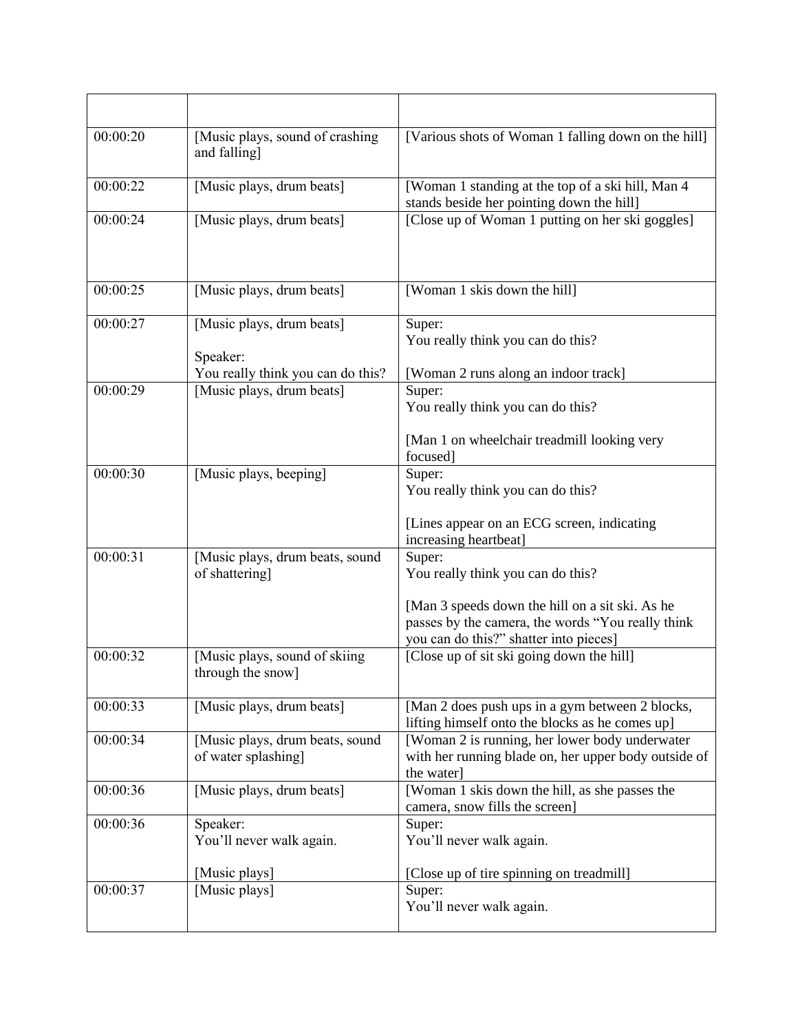| | | |
|---|---|---|
| 00:00:20 | [Music plays, sound of crashing and falling] | [Various shots of Woman 1 falling down on the hill] |
| 00:00:22 | [Music plays, drum beats] | [Woman 1 standing at the top of a ski hill, Man 4 stands beside her pointing down the hill] |
| 00:00:24 | [Music plays, drum beats] | [Close up of Woman 1 putting on her ski goggles] |
| 00:00:25 | [Music plays, drum beats] | [Woman 1 skis down the hill] |
| 00:00:27 | [Music plays, drum beats]<br><br>Speaker:<br>You really think you can do this? | Super:<br>You really think you can do this?<br><br>[Woman 2 runs along an indoor track] |
| 00:00:29 | [Music plays, drum beats] | Super:<br>You really think you can do this?<br><br>[Man 1 on wheelchair treadmill looking very focused] |
| 00:00:30 | [Music plays, beeping] | Super:<br>You really think you can do this?<br><br>[Lines appear on an ECG screen, indicating increasing heartbeat] |
| 00:00:31 | [Music plays, drum beats, sound of shattering] | Super:<br>You really think you can do this?<br><br>[Man 3 speeds down the hill on a sit ski. As he passes by the camera, the words "You really think you can do this?" shatter into pieces] |
| 00:00:32 | [Music plays, sound of skiing through the snow] | [Close up of sit ski going down the hill] |
| 00:00:33 | [Music plays, drum beats] | [Man 2 does push ups in a gym between 2 blocks, lifting himself onto the blocks as he comes up] |
| 00:00:34 | [Music plays, drum beats, sound of water splashing] | [Woman 2 is running, her lower body underwater with her running blade on, her upper body outside of the water] |
| 00:00:36 | [Music plays, drum beats] | [Woman 1 skis down the hill, as she passes the camera, snow fills the screen] |
| 00:00:36 | Speaker:<br>You'll never walk again.<br><br>[Music plays] | Super:<br>You'll never walk again.<br><br>[Close up of tire spinning on treadmill] |
| 00:00:37 | [Music plays] | Super:<br>You'll never walk again. |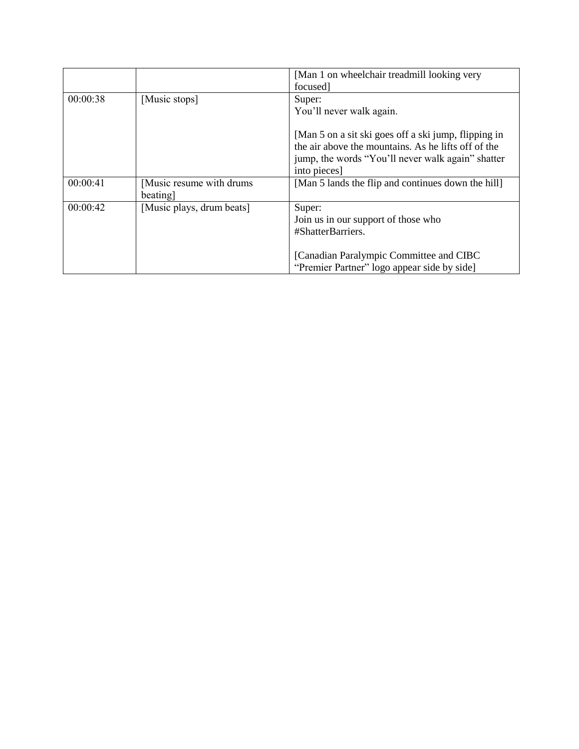| | | |
|---|---|---|
| | | [Man 1 on wheelchair treadmill looking very focused] |
| 00:00:38 | [Music stops] | Super:<br>You'll never walk again.<br><br>[Man 5 on a sit ski goes off a ski jump, flipping in the air above the mountains. As he lifts off of the jump, the words "You'll never walk again" shatter into pieces] |
| 00:00:41 | [Music resume with drums beating] | [Man 5 lands the flip and continues down the hill] |
| 00:00:42 | [Music plays, drum beats] | Super:<br>Join us in our support of those who #ShatterBarriers.<br><br>[Canadian Paralympic Committee and CIBC "Premier Partner" logo appear side by side] |